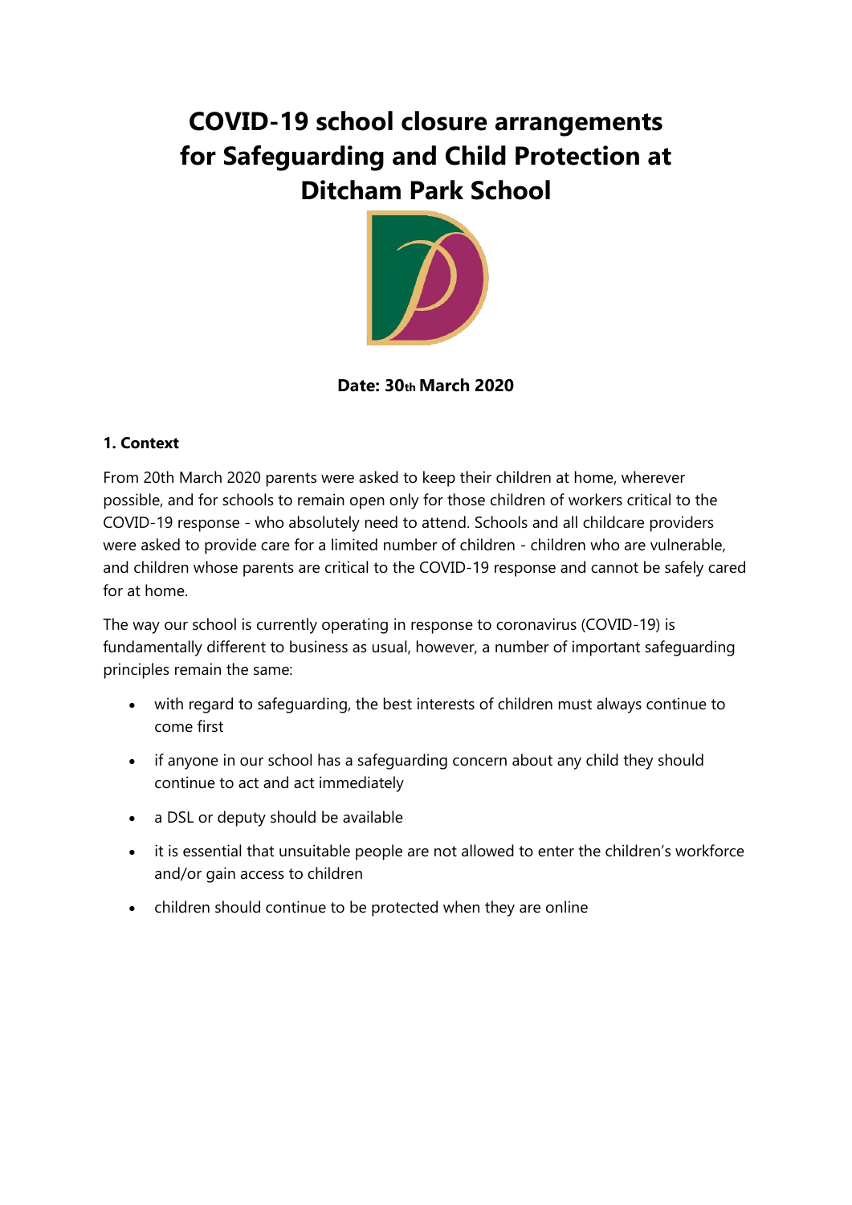# COVID-19 school closure arrangements for Safeguarding and Child Protection at Ditcham Park School

**Date: 30th March 2020**

### 1. Context

From 20th March 2020 parents were asked to keep their children at home, wherever possible, and for schools to remain open only for those children of workers critical to the COVID-19 response - who absolutely need to attend. Schools and all childcare providers were asked to provide care for a limited number of children - children who are vulnerable, and children whose parents are critical to the COVID-19 response and cannot be safely cared for at home.

The way our school is currently operating in response to coronavirus (COVID-19) is fundamentally different to business as usual, however, a number of important safeguarding principles remain the same:

- with regard to safeguarding, the best interests of children must always continue to come first
- if anyone in our school has a safeguarding concern about any child they should continue to act and act immediately
- a DSL or deputy should be available
- it is essential that unsuitable people are not allowed to enter the children's workforce and/or gain access to children
- children should continue to be protected when they are online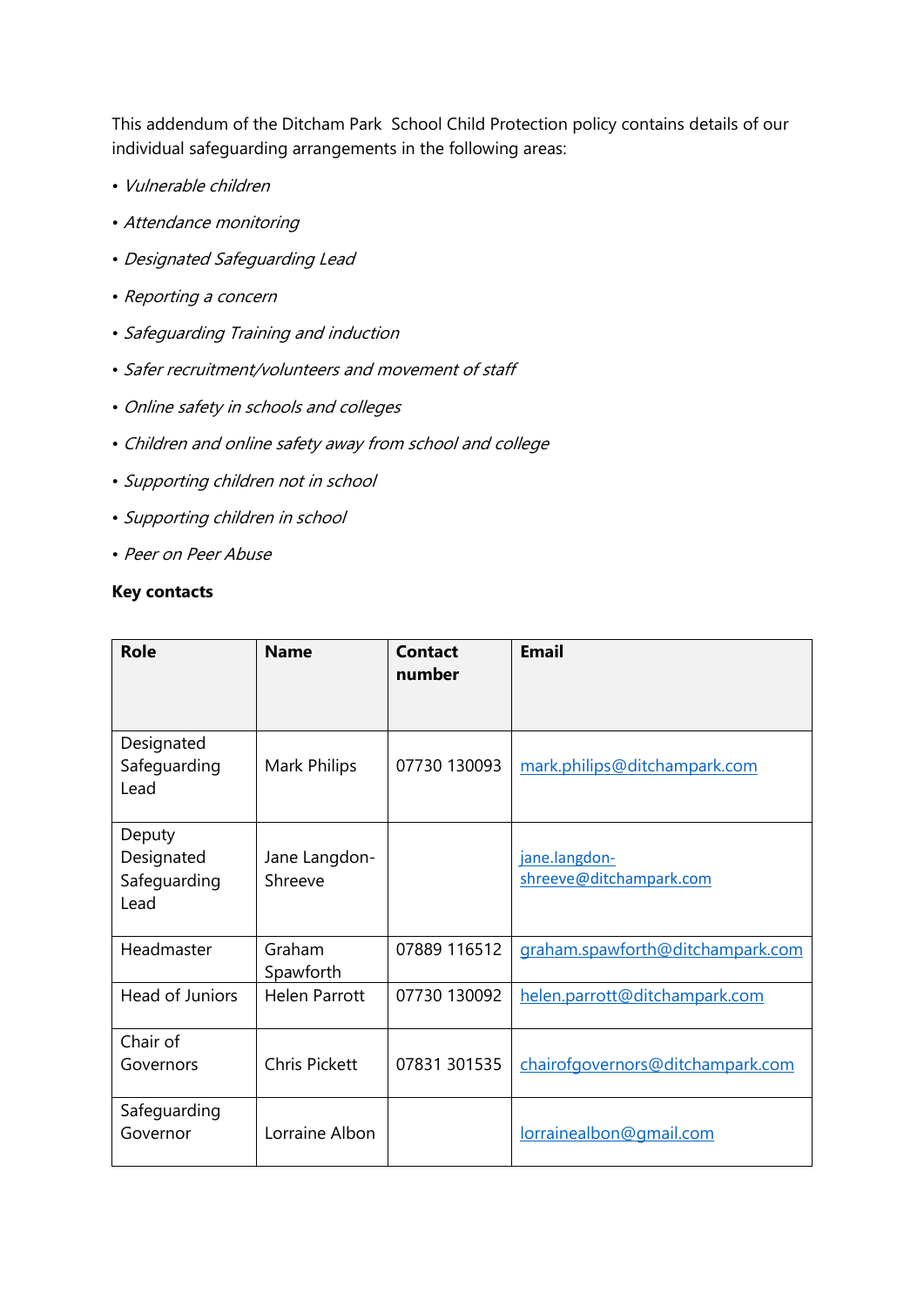This addendum of the Ditcham Park  School Child Protection policy contains details of our individual safeguarding arrangements in the following areas:

- *Vulnerable children*
- *Attendance monitoring*
- *Designated Safeguarding Lead*
- *Reporting a concern*
- *Safeguarding Training and induction*
- *Safer recruitment/volunteers and movement of staff*
- *Online safety in schools and colleges*
- *Children and online safety away from school and college*
- *Supporting children not in school*
- *Supporting children in school*
- *Peer on Peer Abuse*

**Key contacts**

| Role | Name | Contact number | Email |
|---|---|---|---|
| Designated Safeguarding Lead | Mark Philips | 07730 130093 | mark.philips@ditchampark.com |
| Deputy Designated Safeguarding Lead | Jane Langdon-Shreeve | | jane.langdon-shreeve@ditchampark.com |
| Headmaster | Graham Spawforth | 07889 116512 | graham.spawforth@ditchampark.com |
| Head of Juniors | Helen Parrott | 07730 130092 | helen.parrott@ditchampark.com |
| Chair of Governors | Chris Pickett | 07831 301535 | chairofgovernors@ditchampark.com |
| Safeguarding Governor | Lorraine Albon | | lorrainealbon@gmail.com |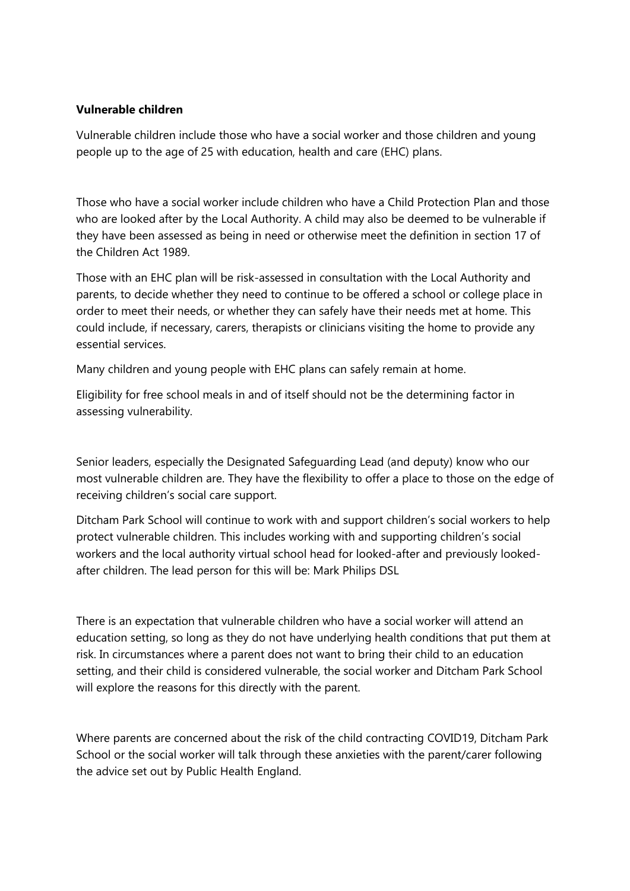**Vulnerable children**

Vulnerable children include those who have a social worker and those children and young people up to the age of 25 with education, health and care (EHC) plans.

Those who have a social worker include children who have a Child Protection Plan and those who are looked after by the Local Authority. A child may also be deemed to be vulnerable if they have been assessed as being in need or otherwise meet the definition in section 17 of the Children Act 1989.

Those with an EHC plan will be risk-assessed in consultation with the Local Authority and parents, to decide whether they need to continue to be offered a school or college place in order to meet their needs, or whether they can safely have their needs met at home. This could include, if necessary, carers, therapists or clinicians visiting the home to provide any essential services.

Many children and young people with EHC plans can safely remain at home.

Eligibility for free school meals in and of itself should not be the determining factor in assessing vulnerability.

Senior leaders, especially the Designated Safeguarding Lead (and deputy) know who our most vulnerable children are. They have the flexibility to offer a place to those on the edge of receiving children's social care support.

Ditcham Park School will continue to work with and support children's social workers to help protect vulnerable children. This includes working with and supporting children's social workers and the local authority virtual school head for looked-after and previously looked-after children. The lead person for this will be: Mark Philips DSL

There is an expectation that vulnerable children who have a social worker will attend an education setting, so long as they do not have underlying health conditions that put them at risk. In circumstances where a parent does not want to bring their child to an education setting, and their child is considered vulnerable, the social worker and Ditcham Park School will explore the reasons for this directly with the parent.

Where parents are concerned about the risk of the child contracting COVID19, Ditcham Park School or the social worker will talk through these anxieties with the parent/carer following the advice set out by Public Health England.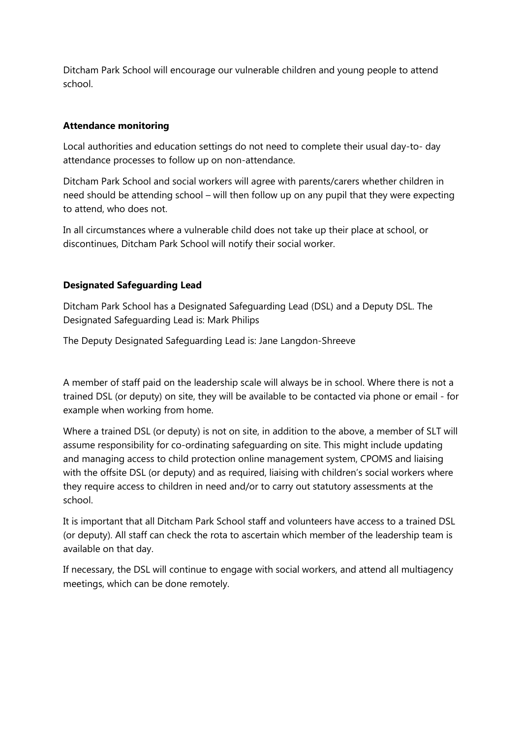Ditcham Park School will encourage our vulnerable children and young people to attend school.

### Attendance monitoring

Local authorities and education settings do not need to complete their usual day-to- day attendance processes to follow up on non-attendance.

Ditcham Park School and social workers will agree with parents/carers whether children in need should be attending school – will then follow up on any pupil that they were expecting to attend, who does not.

In all circumstances where a vulnerable child does not take up their place at school, or discontinues, Ditcham Park School will notify their social worker.

### Designated Safeguarding Lead

Ditcham Park School has a Designated Safeguarding Lead (DSL) and a Deputy DSL. The Designated Safeguarding Lead is: Mark Philips

The Deputy Designated Safeguarding Lead is: Jane Langdon-Shreeve

A member of staff paid on the leadership scale will always be in school. Where there is not a trained DSL (or deputy) on site, they will be available to be contacted via phone or email - for example when working from home.

Where a trained DSL (or deputy) is not on site, in addition to the above, a member of SLT will assume responsibility for co-ordinating safeguarding on site. This might include updating and managing access to child protection online management system, CPOMS and liaising with the offsite DSL (or deputy) and as required, liaising with children's social workers where they require access to children in need and/or to carry out statutory assessments at the school.

It is important that all Ditcham Park School staff and volunteers have access to a trained DSL (or deputy). All staff can check the rota to ascertain which member of the leadership team is available on that day.

If necessary, the DSL will continue to engage with social workers, and attend all multiagency meetings, which can be done remotely.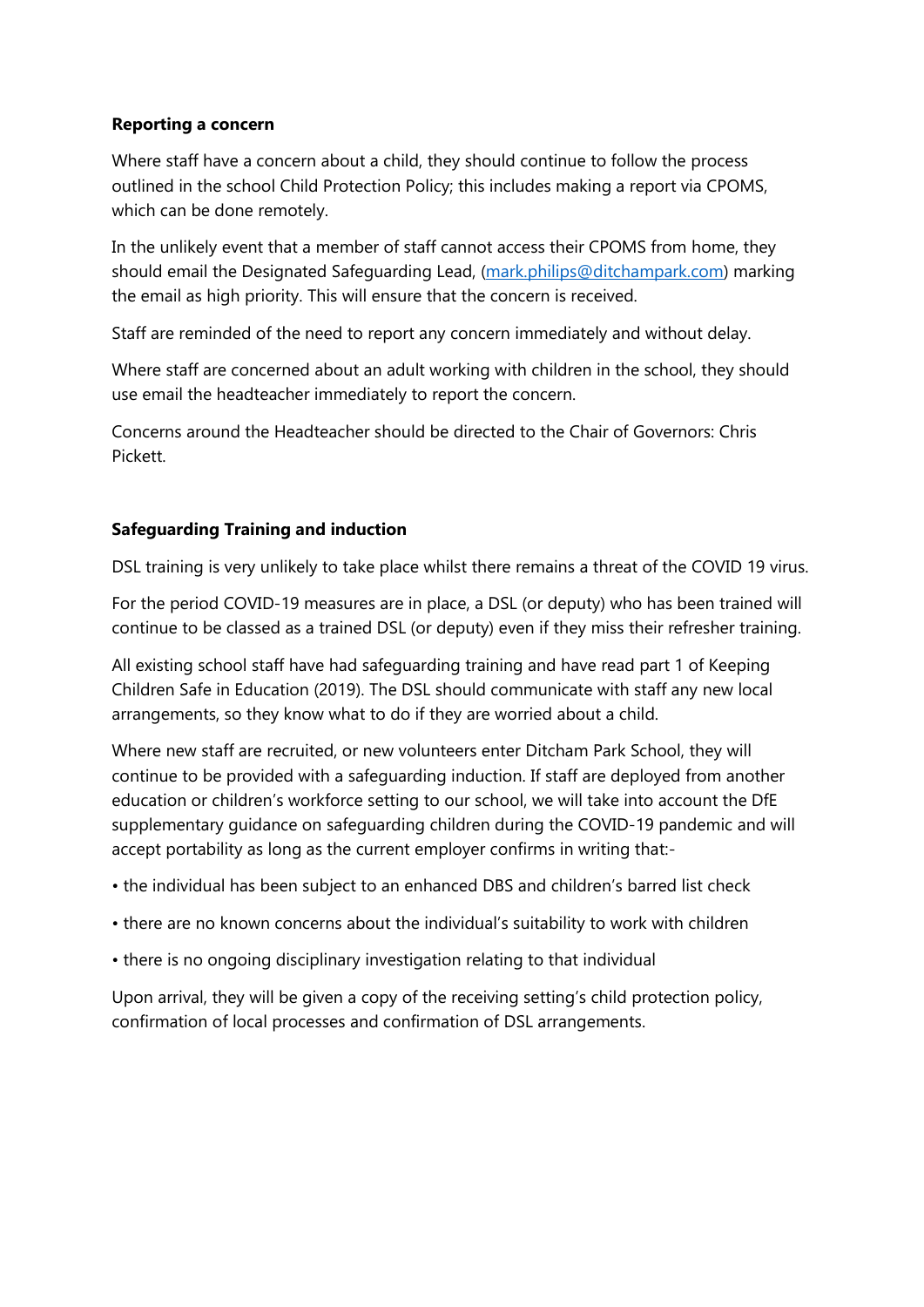**Reporting a concern**

Where staff have a concern about a child, they should continue to follow the process outlined in the school Child Protection Policy; this includes making a report via CPOMS, which can be done remotely.

In the unlikely event that a member of staff cannot access their CPOMS from home, they should email the Designated Safeguarding Lead, ([mark.philips@ditchampark.com](mailto:mark.philips@ditchampark.com)) marking the email as high priority. This will ensure that the concern is received.

Staff are reminded of the need to report any concern immediately and without delay.

Where staff are concerned about an adult working with children in the school, they should use email the headteacher immediately to report the concern.

Concerns around the Headteacher should be directed to the Chair of Governors: Chris Pickett.

**Safeguarding Training and induction**

DSL training is very unlikely to take place whilst there remains a threat of the COVID 19 virus.

For the period COVID-19 measures are in place, a DSL (or deputy) who has been trained will continue to be classed as a trained DSL (or deputy) even if they miss their refresher training.

All existing school staff have had safeguarding training and have read part 1 of Keeping Children Safe in Education (2019). The DSL should communicate with staff any new local arrangements, so they know what to do if they are worried about a child.

Where new staff are recruited, or new volunteers enter Ditcham Park School, they will continue to be provided with a safeguarding induction. If staff are deployed from another education or children's workforce setting to our school, we will take into account the DfE supplementary guidance on safeguarding children during the COVID-19 pandemic and will accept portability as long as the current employer confirms in writing that:-

- the individual has been subject to an enhanced DBS and children's barred list check
- there are no known concerns about the individual's suitability to work with children
- there is no ongoing disciplinary investigation relating to that individual

Upon arrival, they will be given a copy of the receiving setting's child protection policy, confirmation of local processes and confirmation of DSL arrangements.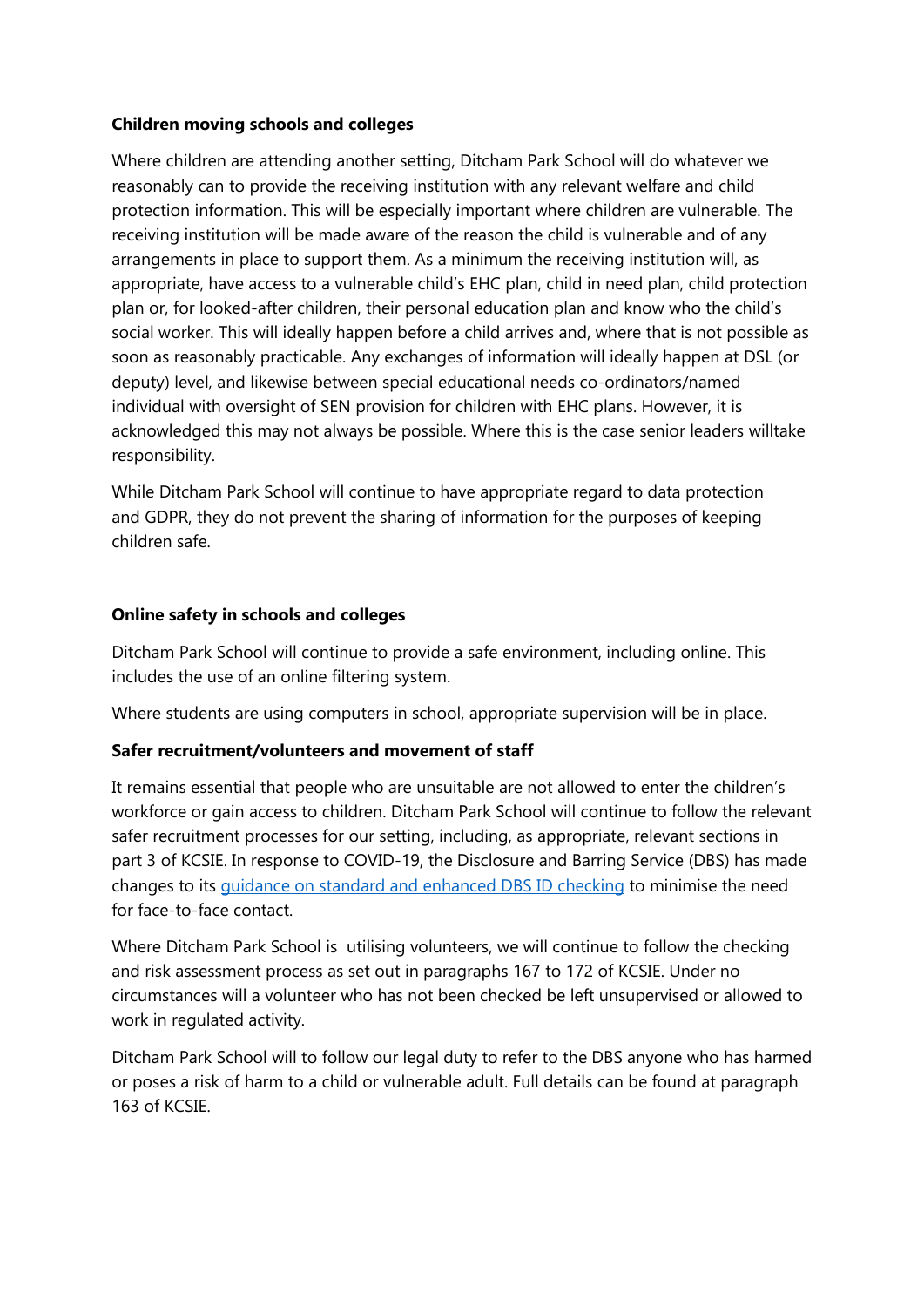**Children moving schools and colleges**

Where children are attending another setting, Ditcham Park School will do whatever we reasonably can to provide the receiving institution with any relevant welfare and child protection information. This will be especially important where children are vulnerable. The receiving institution will be made aware of the reason the child is vulnerable and of any arrangements in place to support them. As a minimum the receiving institution will, as appropriate, have access to a vulnerable child's EHC plan, child in need plan, child protection plan or, for looked-after children, their personal education plan and know who the child's social worker. This will ideally happen before a child arrives and, where that is not possible as soon as reasonably practicable. Any exchanges of information will ideally happen at DSL (or deputy) level, and likewise between special educational needs co-ordinators/named individual with oversight of SEN provision for children with EHC plans. However, it is acknowledged this may not always be possible. Where this is the case senior leaders willtake responsibility.

While Ditcham Park School will continue to have appropriate regard to data protection and GDPR, they do not prevent the sharing of information for the purposes of keeping children safe.

**Online safety in schools and colleges**

Ditcham Park School will continue to provide a safe environment, including online. This includes the use of an online filtering system.

Where students are using computers in school, appropriate supervision will be in place.

**Safer recruitment/volunteers and movement of staff**

It remains essential that people who are unsuitable are not allowed to enter the children's workforce or gain access to children. Ditcham Park School will continue to follow the relevant safer recruitment processes for our setting, including, as appropriate, relevant sections in part 3 of KCSIE. In response to COVID-19, the Disclosure and Barring Service (DBS) has made changes to its [guidance on standard and enhanced DBS ID checking](guidance on standard and enhanced DBS ID checking) to minimise the need for face-to-face contact.

Where Ditcham Park School is utilising volunteers, we will continue to follow the checking and risk assessment process as set out in paragraphs 167 to 172 of KCSIE. Under no circumstances will a volunteer who has not been checked be left unsupervised or allowed to work in regulated activity.

Ditcham Park School will to follow our legal duty to refer to the DBS anyone who has harmed or poses a risk of harm to a child or vulnerable adult. Full details can be found at paragraph 163 of KCSIE.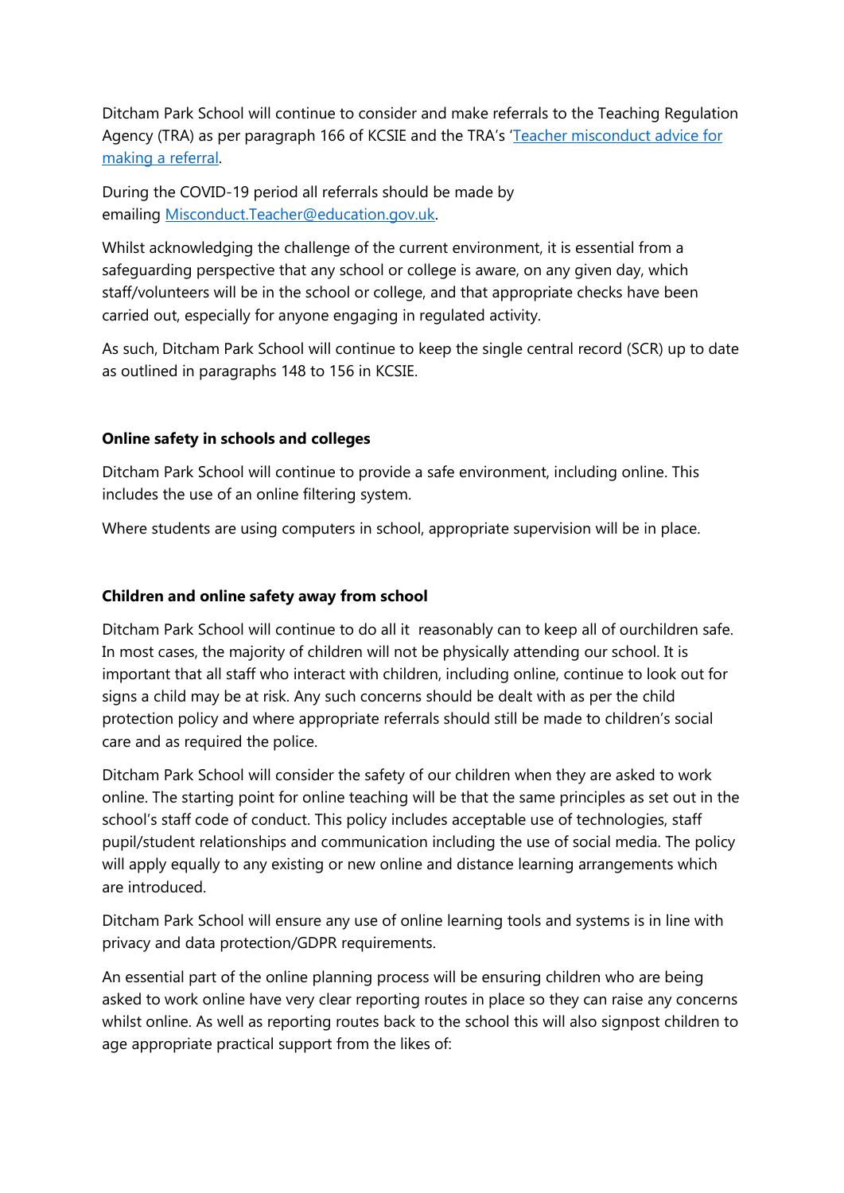Ditcham Park School will continue to consider and make referrals to the Teaching Regulation Agency (TRA) as per paragraph 166 of KCSIE and the TRA's '[Teacher misconduct advice for making a referral](#).

During the COVID-19 period all referrals should be made by emailing [Misconduct.Teacher@education.gov.uk](mailto:Misconduct.Teacher@education.gov.uk).

Whilst acknowledging the challenge of the current environment, it is essential from a safeguarding perspective that any school or college is aware, on any given day, which staff/volunteers will be in the school or college, and that appropriate checks have been carried out, especially for anyone engaging in regulated activity.

As such, Ditcham Park School will continue to keep the single central record (SCR) up to date as outlined in paragraphs 148 to 156 in KCSIE.

**Online safety in schools and colleges**

Ditcham Park School will continue to provide a safe environment, including online. This includes the use of an online filtering system.

Where students are using computers in school, appropriate supervision will be in place.

**Children and online safety away from school**

Ditcham Park School will continue to do all it  reasonably can to keep all of ourchildren safe. In most cases, the majority of children will not be physically attending our school. It is important that all staff who interact with children, including online, continue to look out for signs a child may be at risk. Any such concerns should be dealt with as per the child protection policy and where appropriate referrals should still be made to children's social care and as required the police.

Ditcham Park School will consider the safety of our children when they are asked to work online. The starting point for online teaching will be that the same principles as set out in the school's staff code of conduct. This policy includes acceptable use of technologies, staff pupil/student relationships and communication including the use of social media. The policy will apply equally to any existing or new online and distance learning arrangements which are introduced.

Ditcham Park School will ensure any use of online learning tools and systems is in line with privacy and data protection/GDPR requirements.

An essential part of the online planning process will be ensuring children who are being asked to work online have very clear reporting routes in place so they can raise any concerns whilst online. As well as reporting routes back to the school this will also signpost children to age appropriate practical support from the likes of: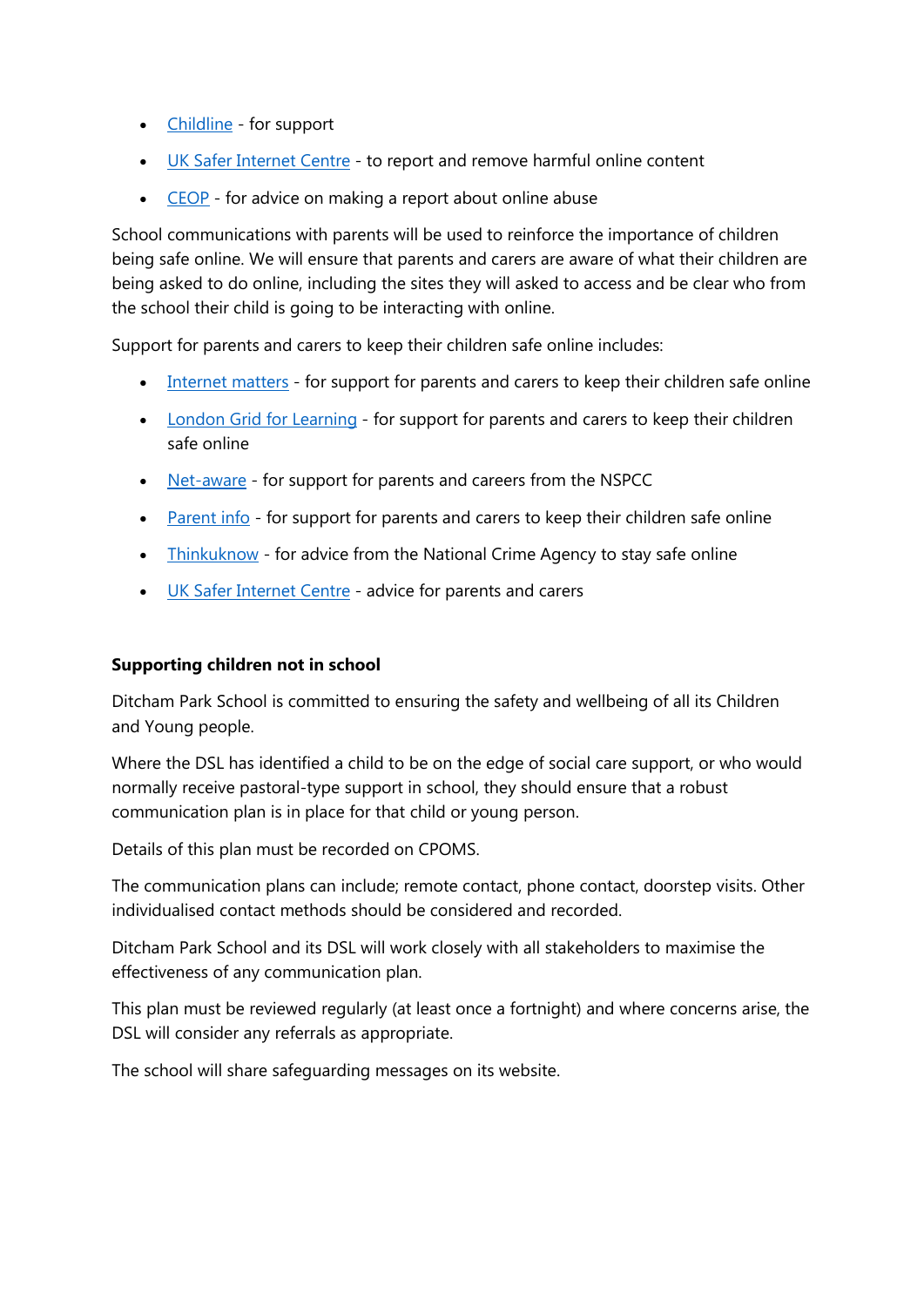- Childline - for support
- UK Safer Internet Centre - to report and remove harmful online content
- CEOP - for advice on making a report about online abuse

School communications with parents will be used to reinforce the importance of children being safe online. We will ensure that parents and carers are aware of what their children are being asked to do online, including the sites they will asked to access and be clear who from the school their child is going to be interacting with online.

Support for parents and carers to keep their children safe online includes:

- Internet matters - for support for parents and carers to keep their children safe online
- London Grid for Learning - for support for parents and carers to keep their children safe online
- Net-aware - for support for parents and careers from the NSPCC
- Parent info - for support for parents and carers to keep their children safe online
- Thinkuknow - for advice from the National Crime Agency to stay safe online
- UK Safer Internet Centre - advice for parents and carers

**Supporting children not in school**

Ditcham Park School is committed to ensuring the safety and wellbeing of all its Children and Young people.

Where the DSL has identified a child to be on the edge of social care support, or who would normally receive pastoral-type support in school, they should ensure that a robust communication plan is in place for that child or young person.

Details of this plan must be recorded on CPOMS.

The communication plans can include; remote contact, phone contact, doorstep visits. Other individualised contact methods should be considered and recorded.

Ditcham Park School and its DSL will work closely with all stakeholders to maximise the effectiveness of any communication plan.

This plan must be reviewed regularly (at least once a fortnight) and where concerns arise, the DSL will consider any referrals as appropriate.

The school will share safeguarding messages on its website.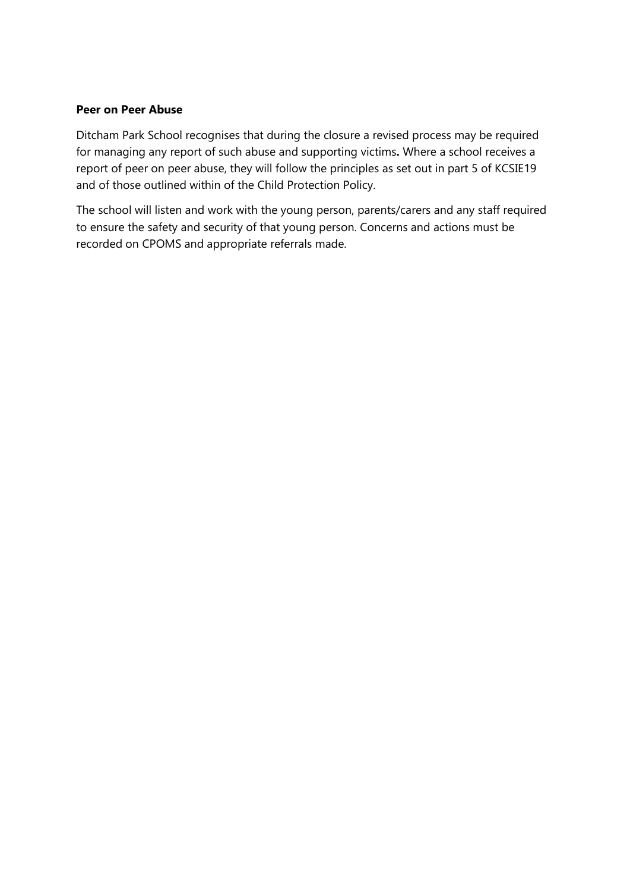**Peer on Peer Abuse**

Ditcham Park School recognises that during the closure a revised process may be required for managing any report of such abuse and supporting victims**.** Where a school receives a report of peer on peer abuse, they will follow the principles as set out in part 5 of KCSIE19 and of those outlined within of the Child Protection Policy.

The school will listen and work with the young person, parents/carers and any staff required to ensure the safety and security of that young person. Concerns and actions must be recorded on CPOMS and appropriate referrals made.